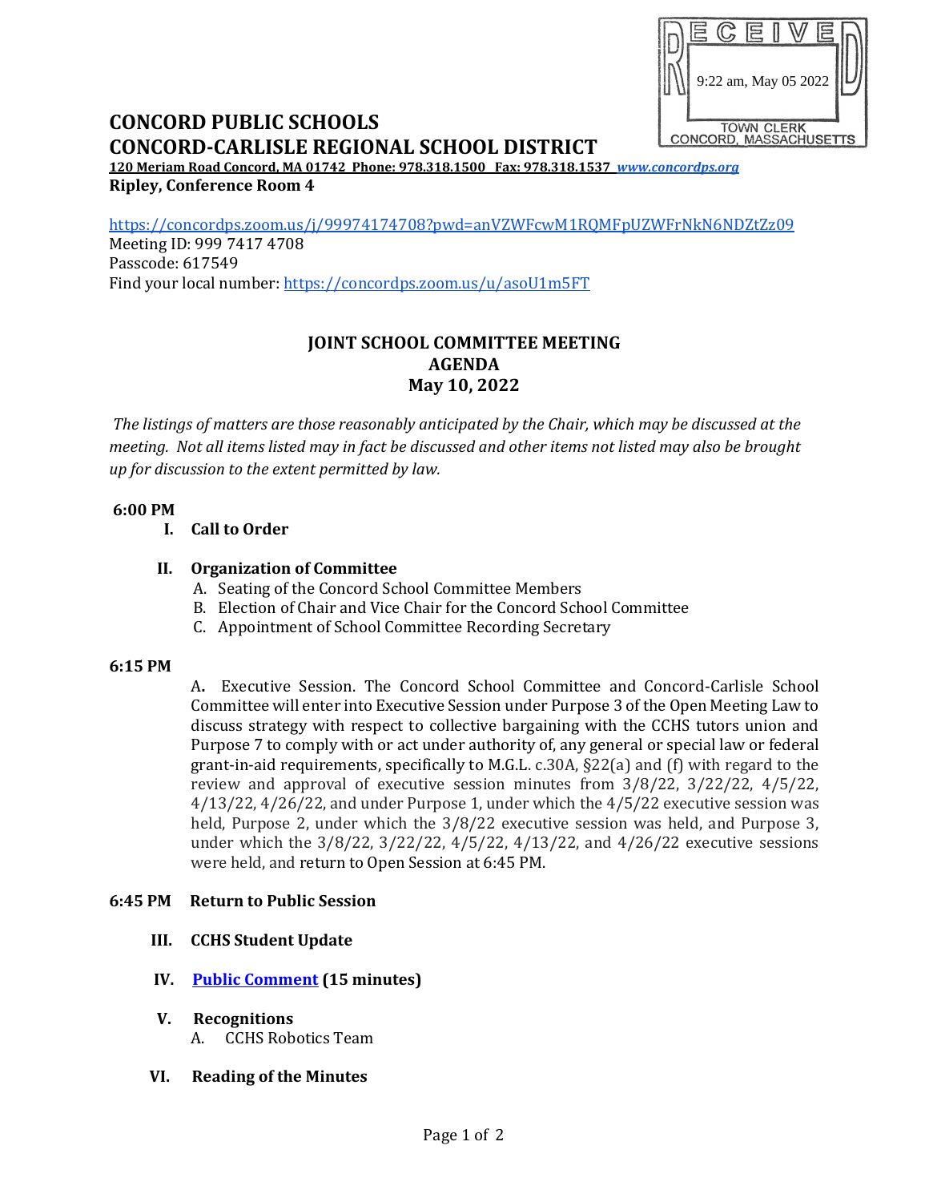RECEIVED
9:22 am, May 05 2022
TOWN CLERK
CONCORD, MASSACHUSETTS

# CONCORD PUBLIC SCHOOLS
# CONCORD-CARLISLE REGIONAL SCHOOL DISTRICT

**120 Meriam Road Concord, MA 01742 Phone: 978.318.1500 Fax: 978.318.1537 *www.concordps.org***

**Ripley, Conference Room 4**

https://concordps.zoom.us/j/99974174708?pwd=anVZWFcwM1RQMFpUZWFrNkN6NDZtZz09
Meeting ID: 999 7417 4708
Passcode: 617549
Find your local number: https://concordps.zoom.us/u/asoU1m5FT

## JOINT SCHOOL COMMITTEE MEETING
## AGENDA
## May 10, 2022

*The listings of matters are those reasonably anticipated by the Chair, which may be discussed at the meeting. Not all items listed may in fact be discussed and other items not listed may also be brought up for discussion to the extent permitted by law.*

**6:00 PM**

**I. Call to Order**

**II. Organization of Committee**

A. Seating of the Concord School Committee Members
B. Election of Chair and Vice Chair for the Concord School Committee
C. Appointment of School Committee Recording Secretary

**6:15 PM**

A. Executive Session. The Concord School Committee and Concord-Carlisle School Committee will enter into Executive Session under Purpose 3 of the Open Meeting Law to discuss strategy with respect to collective bargaining with the CCHS tutors union and Purpose 7 to comply with or act under authority of, any general or special law or federal grant-in-aid requirements, specifically to M.G.L. c.30A, §22(a) and (f) with regard to the review and approval of executive session minutes from 3/8/22, 3/22/22, 4/5/22, 4/13/22, 4/26/22, and under Purpose 1, under which the 4/5/22 executive session was held, Purpose 2, under which the 3/8/22 executive session was held, and Purpose 3, under which the 3/8/22, 3/22/22, 4/5/22, 4/13/22, and 4/26/22 executive sessions were held, and return to Open Session at 6:45 PM.

**6:45 PM Return to Public Session**

**III. CCHS Student Update**

**IV. Public Comment (15 minutes)**

**V. Recognitions**

A. CCHS Robotics Team

**VI. Reading of the Minutes**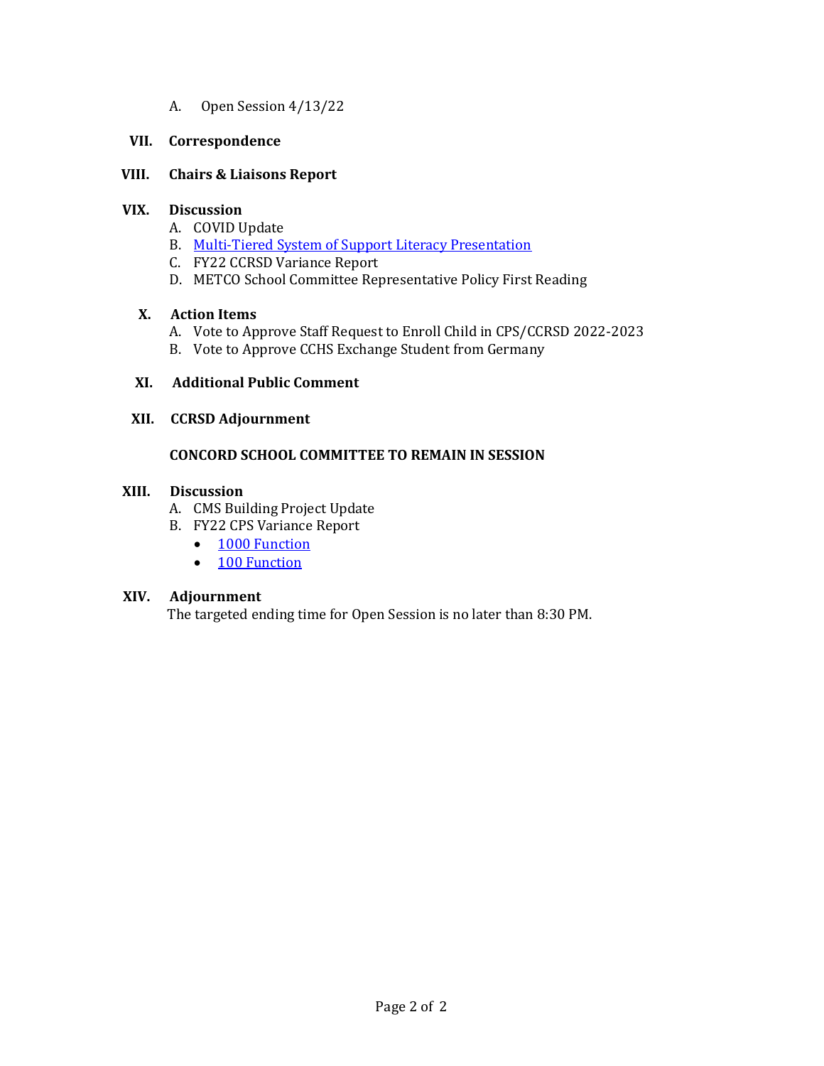A. Open Session 4/13/22

**VII. Correspondence**

**VIII. Chairs & Liaisons Report**

**VIX. Discussion**

A. COVID Update
B. Multi-Tiered System of Support Literacy Presentation
C. FY22 CCRSD Variance Report
D. METCO School Committee Representative Policy First Reading

**X. Action Items**

A. Vote to Approve Staff Request to Enroll Child in CPS/CCRSD 2022-2023
B. Vote to Approve CCHS Exchange Student from Germany

**XI. Additional Public Comment**

**XII. CCRSD Adjournment**

**CONCORD SCHOOL COMMITTEE TO REMAIN IN SESSION**

**XIII. Discussion**

A. CMS Building Project Update
B. FY22 CPS Variance Report
   - 1000 Function
   - 100 Function

**XIV. Adjournment**

The targeted ending time for Open Session is no later than 8:30 PM.